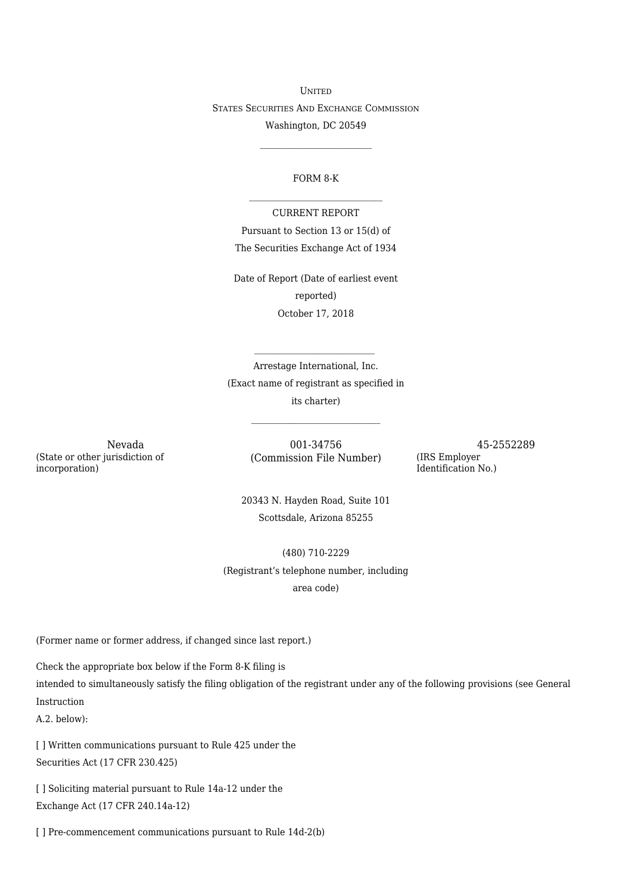UNITED

STATES SECURITIES AND EXCHANGE COMMISSION

Washington, DC 20549

---

FORM 8-K

---

CURRENT REPORT

Pursuant to Section 13 or 15(d) of

The Securities Exchange Act of 1934

Date of Report (Date of earliest event reported)

October 17, 2018

---

Arrestage International, Inc.

(Exact name of registrant as specified in its charter)

---

| Nevada | 001-34756 | 45-2552289 |
|---|---|---|
| (State or other jurisdiction of incorporation) | (Commission File Number) | (IRS Employer Identification No.) |

20343 N. Hayden Road, Suite 101

Scottsdale, Arizona 85255

(480) 710-2229

(Registrant's telephone number, including area code)

(Former name or former address, if changed since last report.)

Check the appropriate box below if the Form 8-K filing is intended to simultaneously satisfy the filing obligation of the registrant under any of the following provisions (see General Instruction A.2. below):

[ ] Written communications pursuant to Rule 425 under the Securities Act (17 CFR 230.425)

[ ] Soliciting material pursuant to Rule 14a-12 under the Exchange Act (17 CFR 240.14a-12)

[ ] Pre-commencement communications pursuant to Rule 14d-2(b)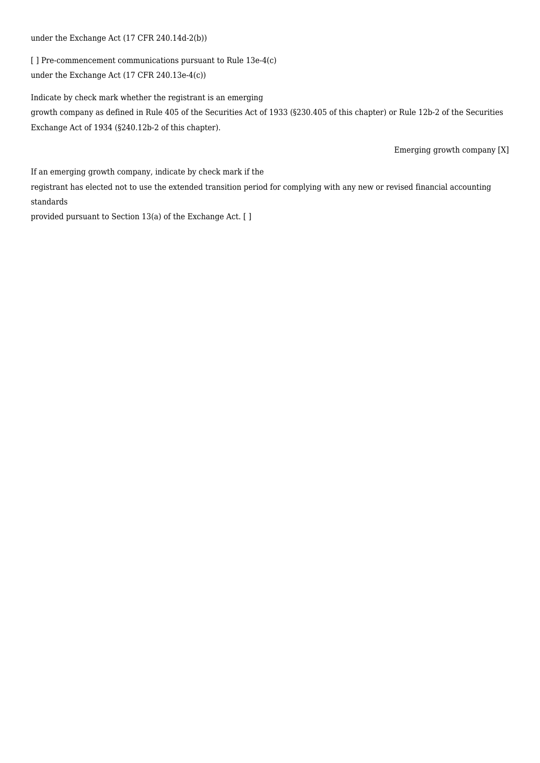under the Exchange Act (17 CFR 240.14d-2(b))

[ ] Pre-commencement communications pursuant to Rule 13e-4(c)
under the Exchange Act (17 CFR 240.13e-4(c))

Indicate by check mark whether the registrant is an emerging
growth company as defined in Rule 405 of the Securities Act of 1933 (§230.405 of this chapter) or Rule 12b-2 of the Securities Exchange Act of 1934 (§240.12b-2 of this chapter).

Emerging growth company [X]

If an emerging growth company, indicate by check mark if the
registrant has elected not to use the extended transition period for complying with any new or revised financial accounting standards
provided pursuant to Section 13(a) of the Exchange Act. [ ]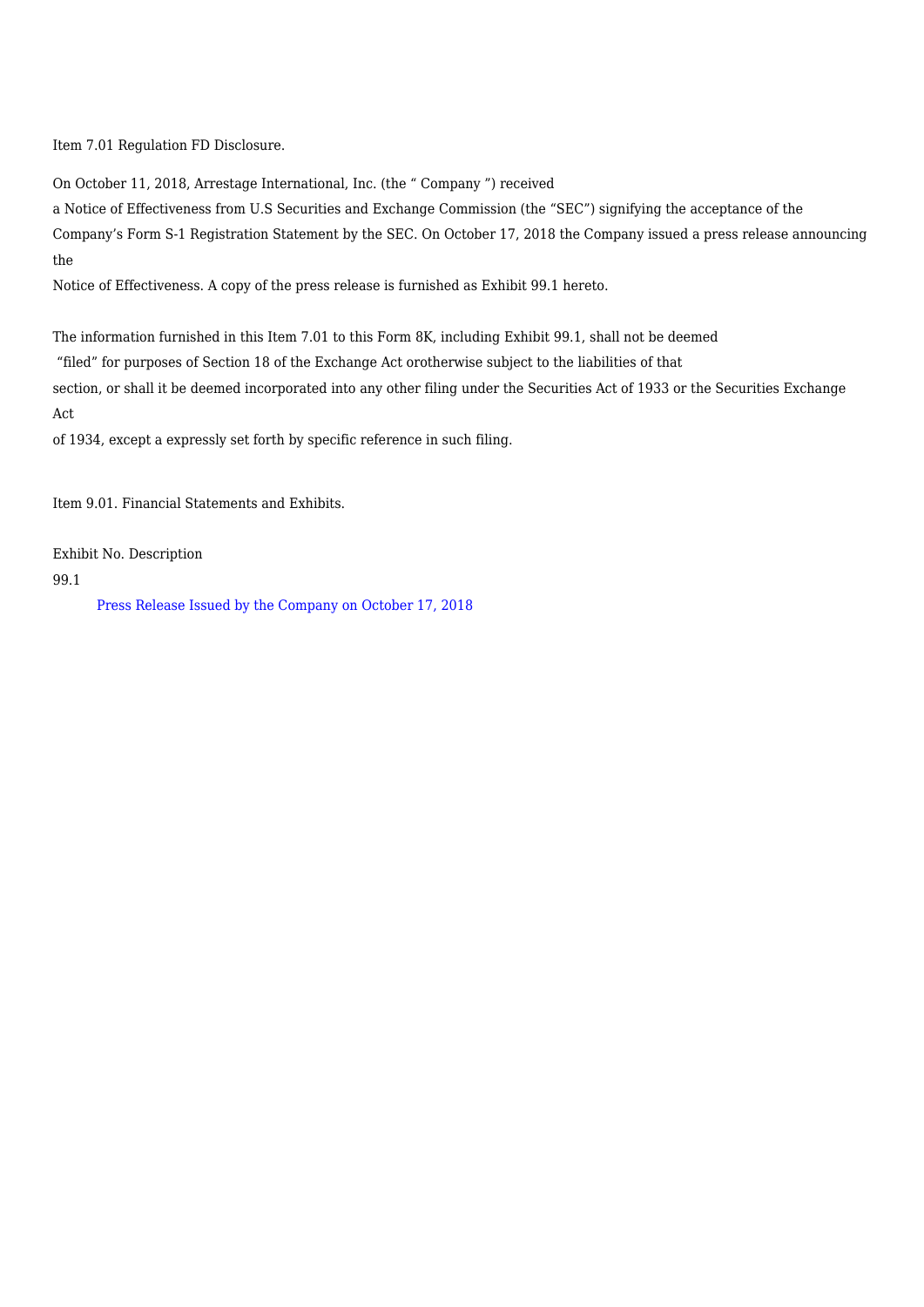Item 7.01 Regulation FD Disclosure.

On October 11, 2018, Arrestage International, Inc. (the " Company ") received a Notice of Effectiveness from U.S Securities and Exchange Commission (the "SEC") signifying the acceptance of the Company's Form S-1 Registration Statement by the SEC. On October 17, 2018 the Company issued a press release announcing the Notice of Effectiveness. A copy of the press release is furnished as Exhibit 99.1 hereto.

The information furnished in this Item 7.01 to this Form 8K, including Exhibit 99.1, shall not be deemed "filed" for purposes of Section 18 of the Exchange Act orotherwise subject to the liabilities of that section, or shall it be deemed incorporated into any other filing under the Securities Act of 1933 or the Securities Exchange Act of 1934, except a expressly set forth by specific reference in such filing.

Item 9.01. Financial Statements and Exhibits.

| Exhibit No. | Description |
| --- | --- |
| 99.1 | Press Release Issued by the Company on October 17, 2018 |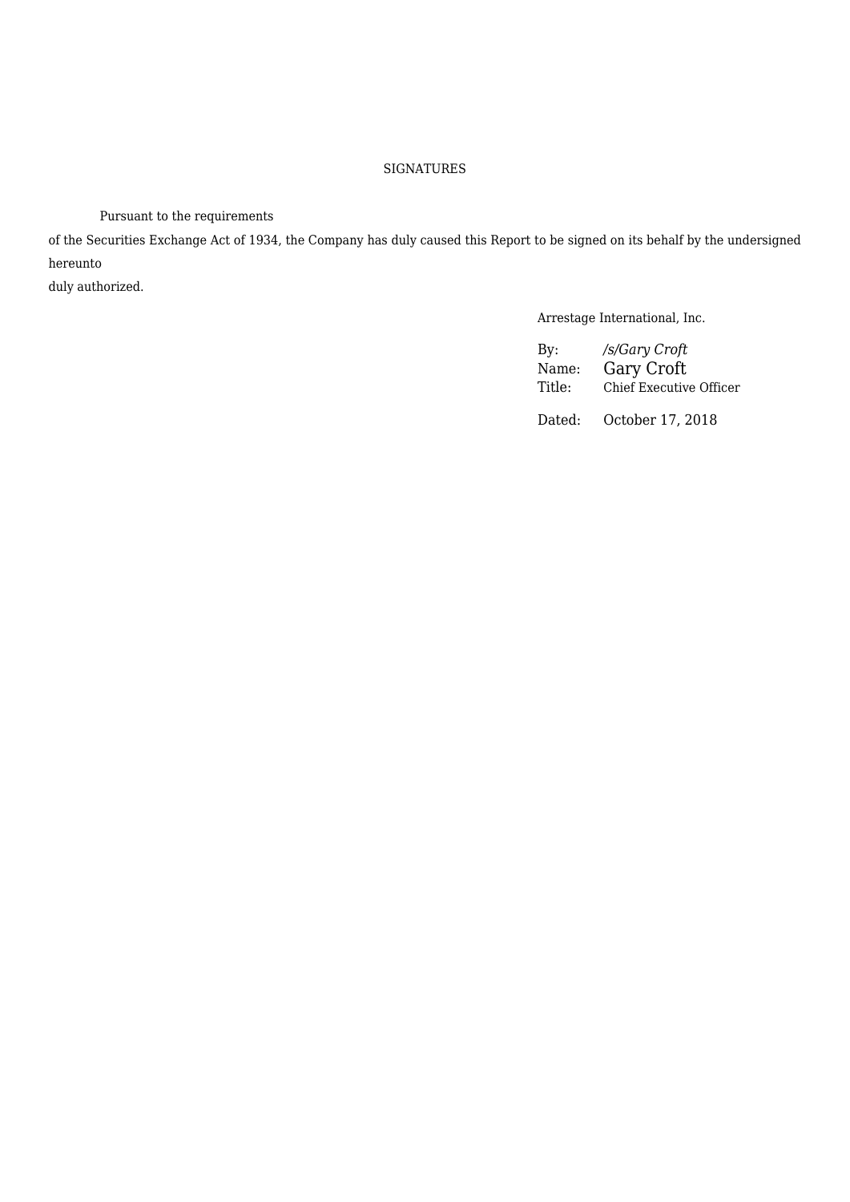SIGNATURES

Pursuant to the requirements of the Securities Exchange Act of 1934, the Company has duly caused this Report to be signed on its behalf by the undersigned hereunto duly authorized.

Arrestage International, Inc.

| | |
|---|---|
| By: | */s/Gary Croft* |
| Name: | Gary Croft |
| Title: | Chief Executive Officer |

Dated: October 17, 2018